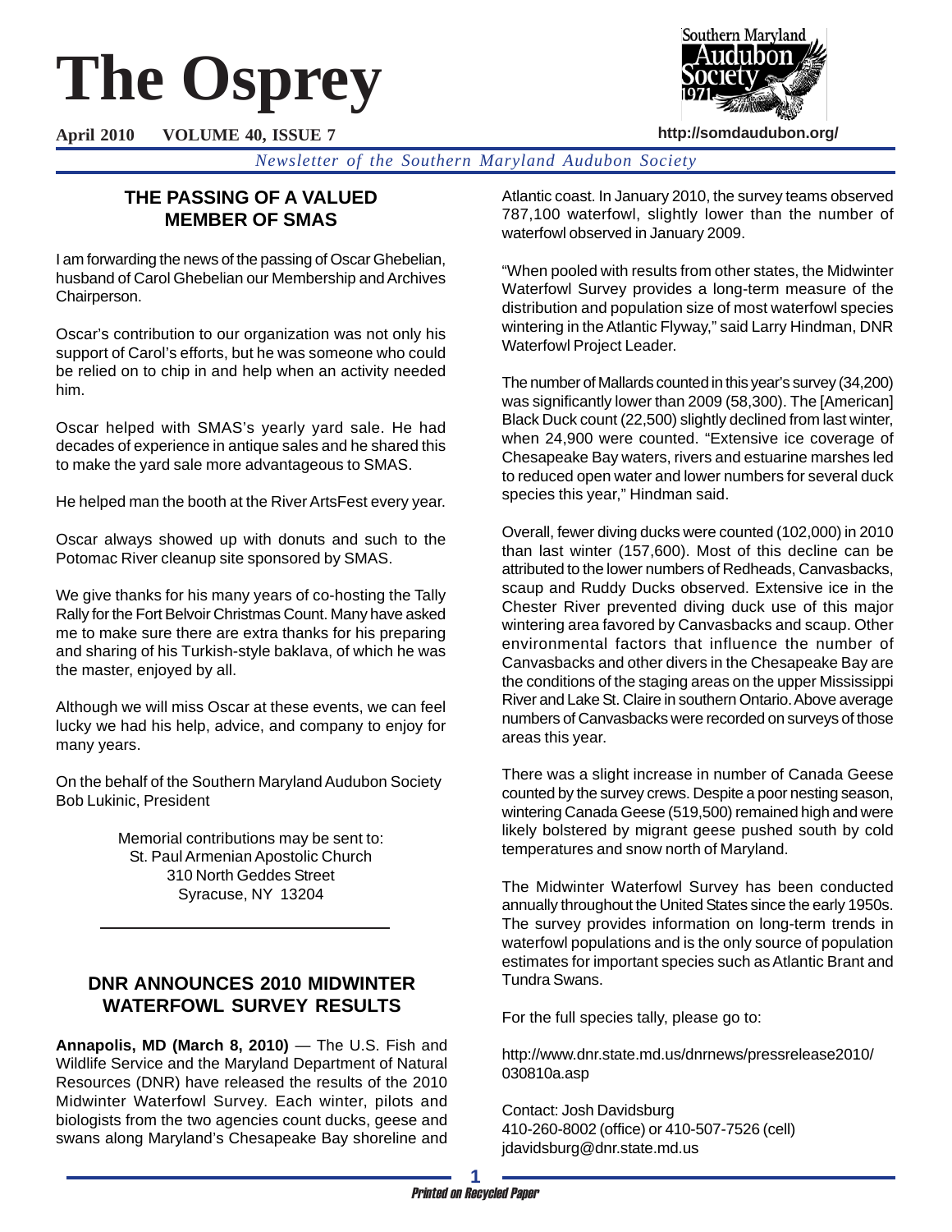# The Osprey

**April 2010 VOLUME 40, ISSUE 7**

http://somdaudubon.org/

*Newsletter of the Southern Maryland Audubon Society*

## THE PASSING OF A VALUED MEMBER OF SMAS

I am forwarding the news of the passing of Oscar Ghebelian, husband of Carol Ghebelian our Membership and Archives Chairperson.

Oscar's contribution to our organization was not only his support of Carol's efforts, but he was someone who could be relied on to chip in and help when an activity needed him.

Oscar helped with SMAS's yearly yard sale. He had decades of experience in antique sales and he shared this to make the yard sale more advantageous to SMAS.

He helped man the booth at the River ArtsFest every year.

Oscar always showed up with donuts and such to the Potomac River cleanup site sponsored by SMAS.

We give thanks for his many years of co-hosting the Tally Rally for the Fort Belvoir Christmas Count. Many have asked me to make sure there are extra thanks for his preparing and sharing of his Turkish-style baklava, of which he was the master, enjoyed by all.

Although we will miss Oscar at these events, we can feel lucky we had his help, advice, and company to enjoy for many years.

On the behalf of the Southern Maryland Audubon Society
Bob Lukinic, President

Memorial contributions may be sent to:
St. Paul Armenian Apostolic Church
310 North Geddes Street
Syracuse, NY 13204

---

## DNR ANNOUNCES 2010 MIDWINTER WATERFOWL SURVEY RESULTS

**Annapolis, MD (March 8, 2010)** — The U.S. Fish and Wildlife Service and the Maryland Department of Natural Resources (DNR) have released the results of the 2010 Midwinter Waterfowl Survey. Each winter, pilots and biologists from the two agencies count ducks, geese and swans along Maryland's Chesapeake Bay shoreline and Atlantic coast. In January 2010, the survey teams observed 787,100 waterfowl, slightly lower than the number of waterfowl observed in January 2009.

"When pooled with results from other states, the Midwinter Waterfowl Survey provides a long-term measure of the distribution and population size of most waterfowl species wintering in the Atlantic Flyway," said Larry Hindman, DNR Waterfowl Project Leader.

The number of Mallards counted in this year's survey (34,200) was significantly lower than 2009 (58,300). The [American] Black Duck count (22,500) slightly declined from last winter, when 24,900 were counted. "Extensive ice coverage of Chesapeake Bay waters, rivers and estuarine marshes led to reduced open water and lower numbers for several duck species this year," Hindman said.

Overall, fewer diving ducks were counted (102,000) in 2010 than last winter (157,600). Most of this decline can be attributed to the lower numbers of Redheads, Canvasbacks, scaup and Ruddy Ducks observed. Extensive ice in the Chester River prevented diving duck use of this major wintering area favored by Canvasbacks and scaup. Other environmental factors that influence the number of Canvasbacks and other divers in the Chesapeake Bay are the conditions of the staging areas on the upper Mississippi River and Lake St. Claire in southern Ontario. Above average numbers of Canvasbacks were recorded on surveys of those areas this year.

There was a slight increase in number of Canada Geese counted by the survey crews. Despite a poor nesting season, wintering Canada Geese (519,500) remained high and were likely bolstered by migrant geese pushed south by cold temperatures and snow north of Maryland.

The Midwinter Waterfowl Survey has been conducted annually throughout the United States since the early 1950s. The survey provides information on long-term trends in waterfowl populations and is the only source of population estimates for important species such as Atlantic Brant and Tundra Swans.

For the full species tally, please go to:

http://www.dnr.state.md.us/dnrnews/pressrelease2010/030810a.asp

Contact: Josh Davidsburg
410-260-8002 (office) or 410-507-7526 (cell)
jdavidsburg@dnr.state.md.us

*Printed on Recycled Paper*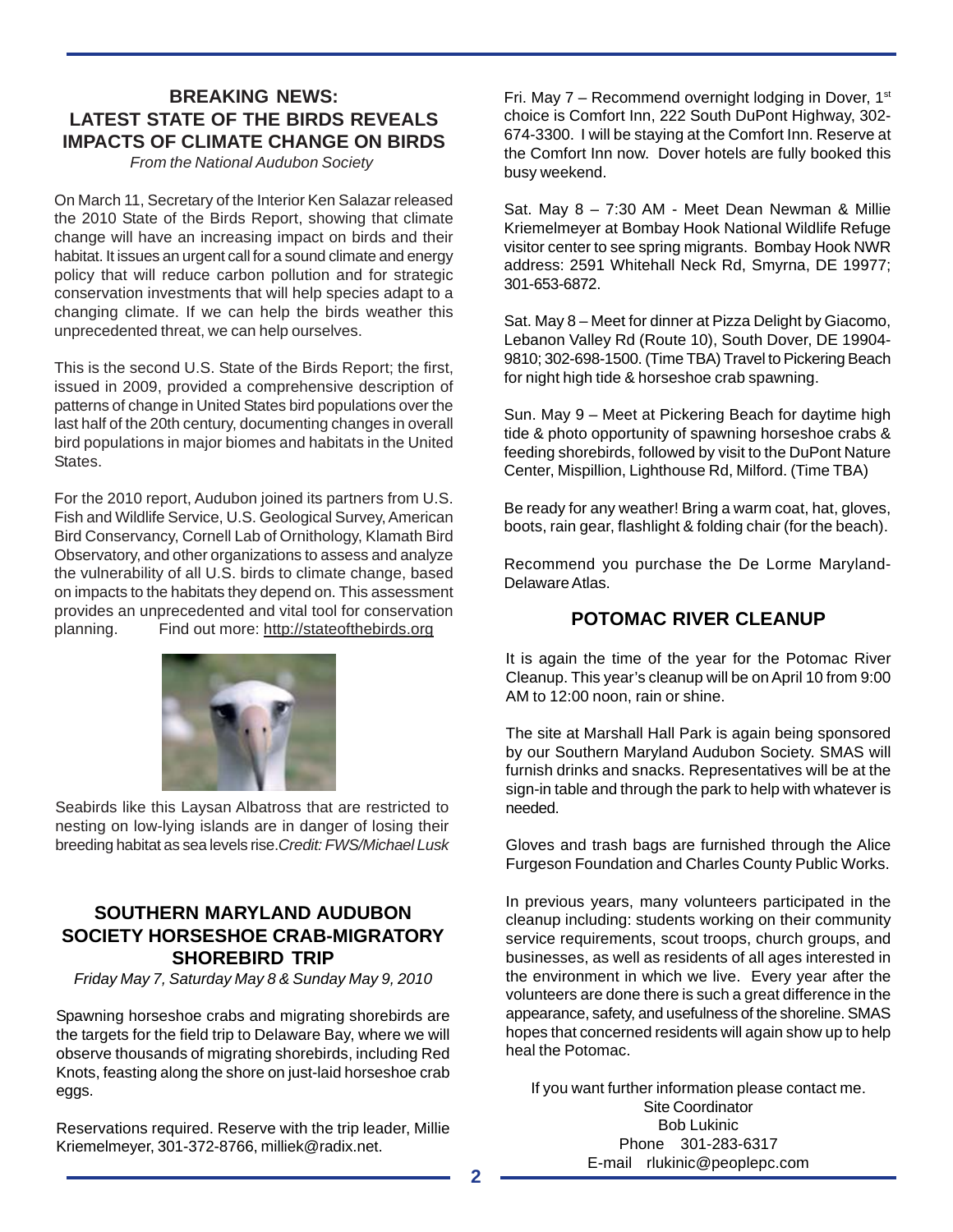## BREAKING NEWS: LATEST STATE OF THE BIRDS REVEALS IMPACTS OF CLIMATE CHANGE ON BIRDS

*From the National Audubon Society*

On March 11, Secretary of the Interior Ken Salazar released the 2010 State of the Birds Report, showing that climate change will have an increasing impact on birds and their habitat. It issues an urgent call for a sound climate and energy policy that will reduce carbon pollution and for strategic conservation investments that will help species adapt to a changing climate. If we can help the birds weather this unprecedented threat, we can help ourselves.

This is the second U.S. State of the Birds Report; the first, issued in 2009, provided a comprehensive description of patterns of change in United States bird populations over the last half of the 20th century, documenting changes in overall bird populations in major biomes and habitats in the United States.

For the 2010 report, Audubon joined its partners from U.S. Fish and Wildlife Service, U.S. Geological Survey, American Bird Conservancy, Cornell Lab of Ornithology, Klamath Bird Observatory, and other organizations to assess and analyze the vulnerability of all U.S. birds to climate change, based on impacts to the habitats they depend on. This assessment provides an unprecedented and vital tool for conservation planning. Find out more: http://stateofthebirds.org

Seabirds like this Laysan Albatross that are restricted to nesting on low-lying islands are in danger of losing their breeding habitat as sea levels rise. *Credit: FWS/Michael Lusk*

## SOUTHERN MARYLAND AUDUBON SOCIETY HORSESHOE CRAB-MIGRATORY SHOREBIRD TRIP

*Friday May 7, Saturday May 8 & Sunday May 9, 2010*

Spawning horseshoe crabs and migrating shorebirds are the targets for the field trip to Delaware Bay, where we will observe thousands of migrating shorebirds, including Red Knots, feasting along the shore on just-laid horseshoe crab eggs.

Reservations required. Reserve with the trip leader, Millie Kriemelmeyer, 301-372-8766, milliek@radix.net.

Fri. May 7 – Recommend overnight lodging in Dover, 1st choice is Comfort Inn, 222 South DuPont Highway, 302-674-3300. I will be staying at the Comfort Inn. Reserve at the Comfort Inn now. Dover hotels are fully booked this busy weekend.

Sat. May 8 – 7:30 AM - Meet Dean Newman & Millie Kriemelmeyer at Bombay Hook National Wildlife Refuge visitor center to see spring migrants. Bombay Hook NWR address: 2591 Whitehall Neck Rd, Smyrna, DE 19977; 301-653-6872.

Sat. May 8 – Meet for dinner at Pizza Delight by Giacomo, Lebanon Valley Rd (Route 10), South Dover, DE 19904-9810; 302-698-1500. (Time TBA) Travel to Pickering Beach for night high tide & horseshoe crab spawning.

Sun. May 9 – Meet at Pickering Beach for daytime high tide & photo opportunity of spawning horseshoe crabs & feeding shorebirds, followed by visit to the DuPont Nature Center, Mispillion, Lighthouse Rd, Milford. (Time TBA)

Be ready for any weather! Bring a warm coat, hat, gloves, boots, rain gear, flashlight & folding chair (for the beach).

Recommend you purchase the De Lorme Maryland-Delaware Atlas.

## POTOMAC RIVER CLEANUP

It is again the time of the year for the Potomac River Cleanup. This year's cleanup will be on April 10 from 9:00 AM to 12:00 noon, rain or shine.

The site at Marshall Hall Park is again being sponsored by our Southern Maryland Audubon Society. SMAS will furnish drinks and snacks. Representatives will be at the sign-in table and through the park to help with whatever is needed.

Gloves and trash bags are furnished through the Alice Furgeson Foundation and Charles County Public Works.

In previous years, many volunteers participated in the cleanup including: students working on their community service requirements, scout troops, church groups, and businesses, as well as residents of all ages interested in the environment in which we live. Every year after the volunteers are done there is such a great difference in the appearance, safety, and usefulness of the shoreline. SMAS hopes that concerned residents will again show up to help heal the Potomac.

If you want further information please contact me.
Site Coordinator
Bob Lukinic
Phone 301-283-6317
E-mail rlukinic@peoplepc.com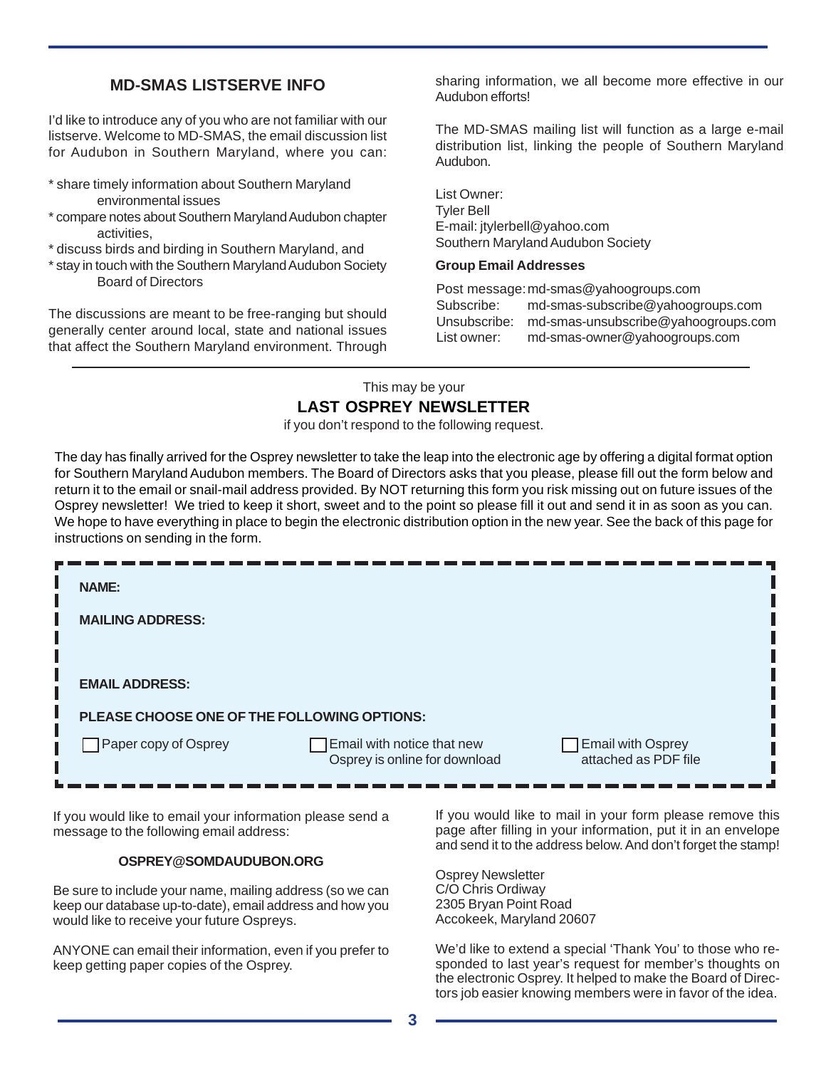## MD-SMAS LISTSERVE INFO

I'd like to introduce any of you who are not familiar with our listserve. Welcome to MD-SMAS, the email discussion list for Audubon in Southern Maryland, where you can:

* share timely information about Southern Maryland environmental issues
* compare notes about Southern Maryland Audubon chapter activities,
* discuss birds and birding in Southern Maryland, and
* stay in touch with the Southern Maryland Audubon Society Board of Directors

The discussions are meant to be free-ranging but should generally center around local, state and national issues that affect the Southern Maryland environment. Through sharing information, we all become more effective in our Audubon efforts!

The MD-SMAS mailing list will function as a large e-mail distribution list, linking the people of Southern Maryland Audubon.

List Owner:
Tyler Bell
E-mail: jtylerbell@yahoo.com
Southern Maryland Audubon Society

**Group Email Addresses**

Post message: md-smas@yahoogroups.com
Subscribe: md-smas-subscribe@yahoogroups.com
Unsubscribe: md-smas-unsubscribe@yahoogroups.com
List owner: md-smas-owner@yahoogroups.com

---

This may be your

## LAST OSPREY NEWSLETTER

if you don't respond to the following request.

The day has finally arrived for the Osprey newsletter to take the leap into the electronic age by offering a digital format option for Southern Maryland Audubon members. The Board of Directors asks that you please, please fill out the form below and return it to the email or snail-mail address provided. By NOT returning this form you risk missing out on future issues of the Osprey newsletter! We tried to keep it short, sweet and to the point so please fill it out and send it in as soon as you can. We hope to have everything in place to begin the electronic distribution option in the new year. See the back of this page for instructions on sending in the form.

**NAME:**

**MAILING ADDRESS:**

**EMAIL ADDRESS:**

**PLEASE CHOOSE ONE OF THE FOLLOWING OPTIONS:**

- [ ] Paper copy of Osprey
- [ ] Email with notice that new Osprey is online for download
- [ ] Email with Osprey attached as PDF file

If you would like to email your information please send a message to the following email address:

**OSPREY@SOMDAUDUBON.ORG**

Be sure to include your name, mailing address (so we can keep our database up-to-date), email address and how you would like to receive your future Ospreys.

ANYONE can email their information, even if you prefer to keep getting paper copies of the Osprey.

If you would like to mail in your form please remove this page after filling in your information, put it in an envelope and send it to the address below. And don't forget the stamp!

Osprey Newsletter
C/O Chris Ordiway
2305 Bryan Point Road
Accokeek, Maryland 20607

We'd like to extend a special 'Thank You' to those who responded to last year's request for member's thoughts on the electronic Osprey. It helped to make the Board of Directors job easier knowing members were in favor of the idea.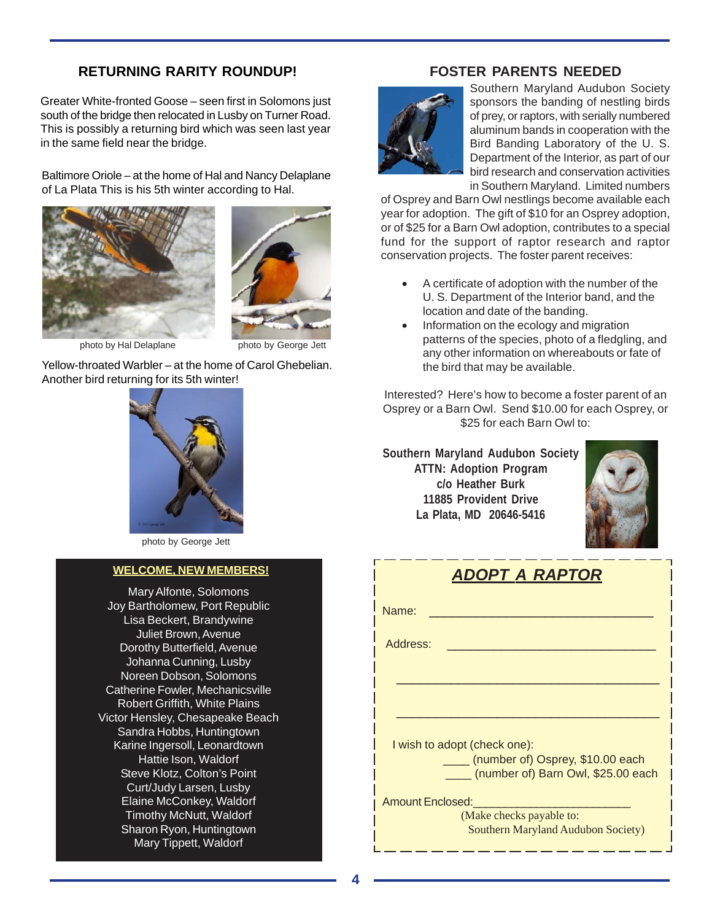## RETURNING RARITY ROUNDUP!

Greater White-fronted Goose – seen first in Solomons just south of the bridge then relocated in Lusby on Turner Road. This is possibly a returning bird which was seen last year in the same field near the bridge.

Baltimore Oriole – at the home of Hal and Nancy Delaplane of La Plata This is his 5th winter according to Hal.

photo by Hal Delaplane

photo by George Jett

Yellow-throated Warbler – at the home of Carol Ghebelian. Another bird returning for its 5th winter!

photo by George Jett

### WELCOME, NEW MEMBERS!

Mary Alfonte, Solomons
Joy Bartholomew, Port Republic
Lisa Beckert, Brandywine
Juliet Brown, Avenue
Dorothy Butterfield, Avenue
Johanna Cunning, Lusby
Noreen Dobson, Solomons
Catherine Fowler, Mechanicsville
Robert Griffith, White Plains
Victor Hensley, Chesapeake Beach
Sandra Hobbs, Huntingtown
Karine Ingersoll, Leonardtown
Hattie Ison, Waldorf
Steve Klotz, Colton's Point
Curt/Judy Larsen, Lusby
Elaine McConkey, Waldorf
Timothy McNutt, Waldorf
Sharon Ryon, Huntingtown
Mary Tippett, Waldorf

## FOSTER PARENTS NEEDED

Southern Maryland Audubon Society sponsors the banding of nestling birds of prey, or raptors, with serially numbered aluminum bands in cooperation with the Bird Banding Laboratory of the U. S. Department of the Interior, as part of our bird research and conservation activities in Southern Maryland. Limited numbers of Osprey and Barn Owl nestlings become available each year for adoption. The gift of $10 for an Osprey adoption, or of $25 for a Barn Owl adoption, contributes to a special fund for the support of raptor research and raptor conservation projects. The foster parent receives:

- A certificate of adoption with the number of the U. S. Department of the Interior band, and the location and date of the banding.
- Information on the ecology and migration patterns of the species, photo of a fledgling, and any other information on whereabouts or fate of the bird that may be available.

Interested? Here's how to become a foster parent of an Osprey or a Barn Owl. Send $10.00 for each Osprey, or $25 for each Barn Owl to:

**Southern Maryland Audubon Society**
**ATTN: Adoption Program**
**c/o Heather Burk**
**11885 Provident Drive**
**La Plata, MD 20646-5416**

### ADOPT A RAPTOR

Name: ________________________________

Address: ________________________________

________________________________________

________________________________________

I wish to adopt (check one):

____ (number of) Osprey, $10.00 each
____ (number of) Barn Owl, $25.00 each

Amount Enclosed:________________________

(Make checks payable to:
Southern Maryland Audubon Society)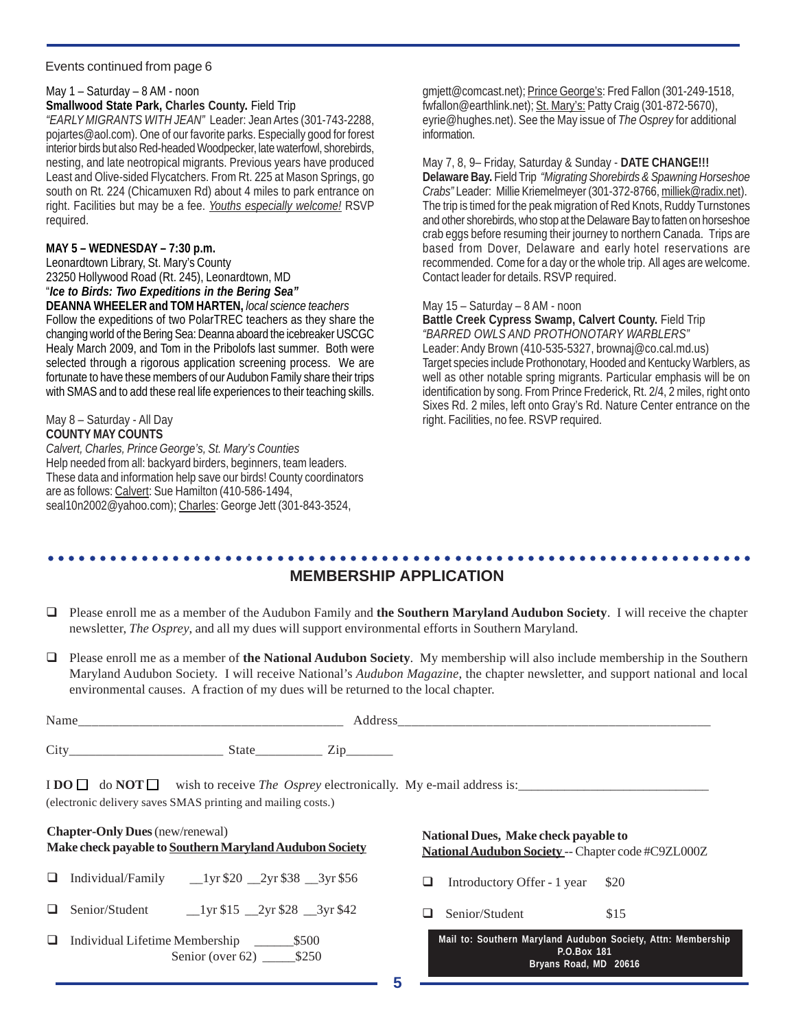Events continued from page 6

May 1 – Saturday – 8 AM - noon
**Smallwood State Park, Charles County.** Field Trip
*"EARLY MIGRANTS WITH JEAN"* Leader: Jean Artes (301-743-2288, pojartes@aol.com). One of our favorite parks. Especially good for forest interior birds but also Red-headed Woodpecker, late waterfowl, shorebirds, nesting, and late neotropical migrants. Previous years have produced Least and Olive-sided Flycatchers. From Rt. 225 at Mason Springs, go south on Rt. 224 (Chicamuxen Rd) about 4 miles to park entrance on right. Facilities but may be a fee. *Youths especially welcome!* RSVP required.

**MAY 5 – WEDNESDAY – 7:30 p.m.**
Leonardtown Library, St. Mary's County
23250 Hollywood Road (Rt. 245), Leonardtown, MD
"***Ice to Birds: Two Expeditions in the Bering Sea"***
**DEANNA WHEELER and TOM HARTEN,** *local science teachers*
Follow the expeditions of two PolarTREC teachers as they share the changing world of the Bering Sea: Deanna aboard the icebreaker USCGC Healy March 2009, and Tom in the Pribolofs last summer. Both were selected through a rigorous application screening process. We are fortunate to have these members of our Audubon Family share their trips with SMAS and to add these real life experiences to their teaching skills.

May 8 – Saturday - All Day
**COUNTY MAY COUNTS**
*Calvert, Charles, Prince George's, St. Mary's Counties*
Help needed from all: backyard birders, beginners, team leaders. These data and information help save our birds! County coordinators are as follows: Calvert: Sue Hamilton (410-586-1494, seal10n2002@yahoo.com); Charles: George Jett (301-843-3524, gmjett@comcast.net); Prince George's: Fred Fallon (301-249-1518, fwfallon@earthlink.net); St. Mary's: Patty Craig (301-872-5670), eyrie@hughes.net). See the May issue of *The Osprey* for additional information.

May 7, 8, 9– Friday, Saturday & Sunday - **DATE CHANGE!!!**
**Delaware Bay.** Field Trip *"Migrating Shorebirds & Spawning Horseshoe Crabs"* Leader: Millie Kriemelmeyer (301-372-8766, milliek@radix.net). The trip is timed for the peak migration of Red Knots, Ruddy Turnstones and other shorebirds, who stop at the Delaware Bay to fatten on horseshoe crab eggs before resuming their journey to northern Canada. Trips are based from Dover, Delaware and early hotel reservations are recommended. Come for a day or the whole trip. All ages are welcome. Contact leader for details. RSVP required.

May 15 – Saturday – 8 AM - noon
**Battle Creek Cypress Swamp, Calvert County.** Field Trip
*"BARRED OWLS AND PROTHONOTARY WARBLERS"*
Leader: Andy Brown (410-535-5327, brownaj@co.cal.md.us)
Target species include Prothonotary, Hooded and Kentucky Warblers, as well as other notable spring migrants. Particular emphasis will be on identification by song. From Prince Frederick, Rt. 2/4, 2 miles, right onto Sixes Rd. 2 miles, left onto Gray's Rd. Nature Center entrance on the right. Facilities, no fee. RSVP required.

## MEMBERSHIP APPLICATION

- ☐ Please enroll me as a member of the Audubon Family and **the Southern Maryland Audubon Society**. I will receive the chapter newsletter, *The Osprey*, and all my dues will support environmental efforts in Southern Maryland.
- ☐ Please enroll me as a member of **the National Audubon Society**. My membership will also include membership in the Southern Maryland Audubon Society. I will receive National's *Audubon Magazine*, the chapter newsletter, and support national and local environmental causes. A fraction of my dues will be returned to the local chapter.

Name________________________________________ Address__________________________________________________

City_______________________ State__________ Zip_______

I **DO** ☐ do **NOT** ☐ wish to receive *The Osprey* electronically. My e-mail address is:_____________________________
(electronic delivery saves SMAS printing and mailing costs.)

**Chapter-Only Dues** (new/renewal)
**Make check payable to Southern Maryland Audubon Society**

- ☐ Individual/Family __1yr $20 __2yr $38 __3yr $56
- ☐ Senior/Student __1yr $15 __2yr $28 __3yr $42
- ☐ Individual Lifetime Membership ______$500
  Senior (over 62) _____$250

**National Dues, Make check payable to**
**National Audubon Society** -- Chapter code #C9ZL000Z

- ☐ Introductory Offer - 1 year $20
- ☐ Senior/Student $15

**Mail to: Southern Maryland Audubon Society, Attn: Membership**
**P.O.Box 181**
**Bryans Road, MD 20616**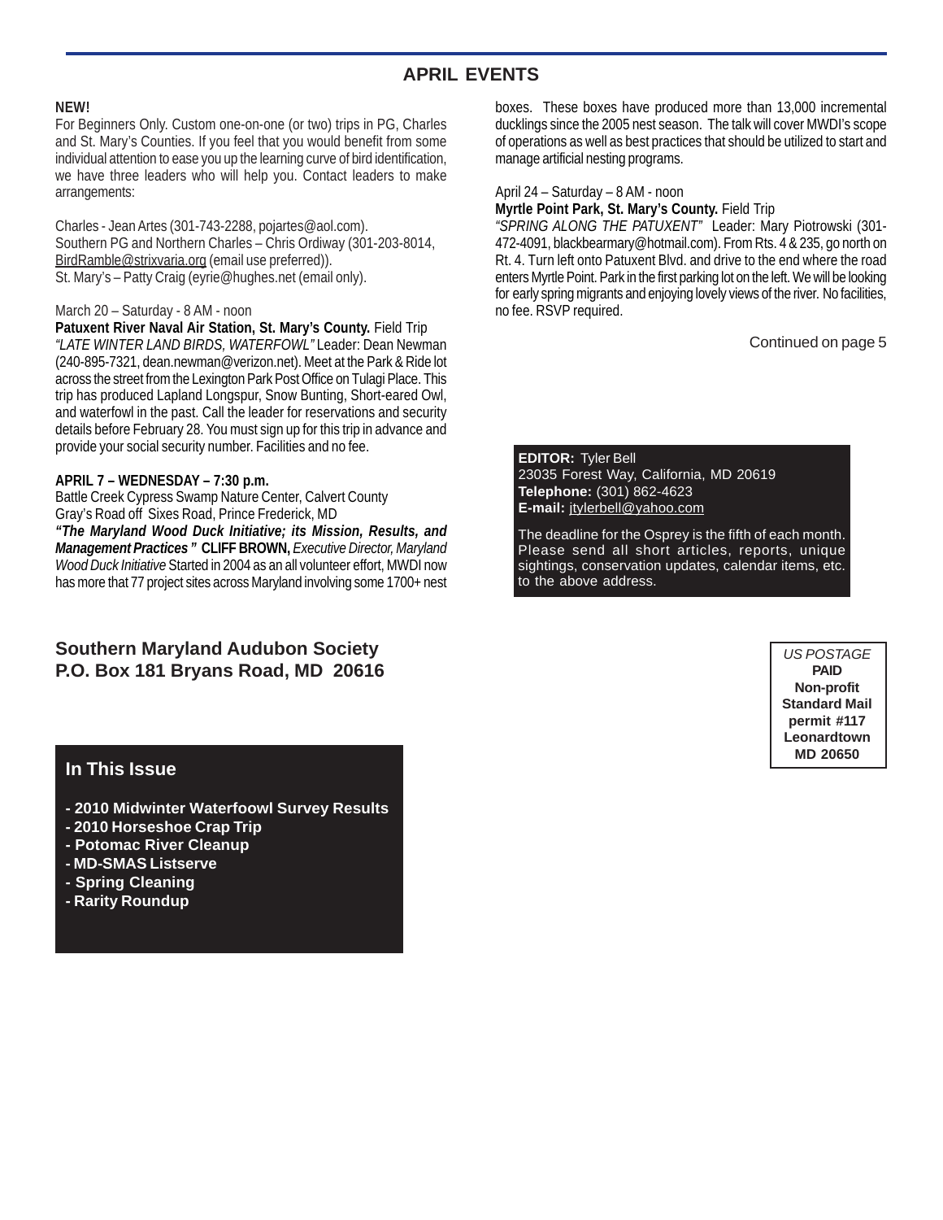## APRIL EVENTS

**NEW!**

For Beginners Only. Custom one-on-one (or two) trips in PG, Charles and St. Mary's Counties. If you feel that you would benefit from some individual attention to ease you up the learning curve of bird identification, we have three leaders who will help you. Contact leaders to make arrangements:

Charles - Jean Artes (301-743-2288, pojartes@aol.com).
Southern PG and Northern Charles – Chris Ordiway (301-203-8014, BirdRamble@strixvaria.org (email use preferred)).
St. Mary's – Patty Craig (eyrie@hughes.net (email only).

March 20 – Saturday - 8 AM - noon
**Patuxent River Naval Air Station, St. Mary's County.** Field Trip
*"LATE WINTER LAND BIRDS, WATERFOWL"* Leader: Dean Newman (240-895-7321, dean.newman@verizon.net). Meet at the Park & Ride lot across the street from the Lexington Park Post Office on Tulagi Place. This trip has produced Lapland Longspur, Snow Bunting, Short-eared Owl, and waterfowl in the past. Call the leader for reservations and security details before February 28. You must sign up for this trip in advance and provide your social security number. Facilities and no fee.

**APRIL 7 – WEDNESDAY – 7:30 p.m.**
Battle Creek Cypress Swamp Nature Center, Calvert County
Gray's Road off Sixes Road, Prince Frederick, MD
***"The Maryland Wood Duck Initiative; its Mission, Results, and Management Practices"*** **CLIFF BROWN,** *Executive Director, Maryland Wood Duck Initiative* Started in 2004 as an all volunteer effort, MWDI now has more that 77 project sites across Maryland involving some 1700+ nest boxes. These boxes have produced more than 13,000 incremental ducklings since the 2005 nest season. The talk will cover MWDI's scope of operations as well as best practices that should be utilized to start and manage artificial nesting programs.

April 24 – Saturday – 8 AM - noon
**Myrtle Point Park, St. Mary's County.** Field Trip
*"SPRING ALONG THE PATUXENT"* Leader: Mary Piotrowski (301-472-4091, blackbearmary@hotmail.com). From Rts. 4 & 235, go north on Rt. 4. Turn left onto Patuxent Blvd. and drive to the end where the road enters Myrtle Point. Park in the first parking lot on the left. We will be looking for early spring migrants and enjoying lovely views of the river. No facilities, no fee. RSVP required.

Continued on page 5

**EDITOR:** Tyler Bell
23035 Forest Way, California, MD 20619
**Telephone:** (301) 862-4623
**E-mail:** jtylerbell@yahoo.com

The deadline for the Osprey is the fifth of each month. Please send all short articles, reports, unique sightings, conservation updates, calendar items, etc. to the above address.

**Southern Maryland Audubon Society**
**P.O. Box 181 Bryans Road, MD 20616**

*US POSTAGE*
**PAID**
**Non-profit**
**Standard Mail**
**permit #117**
**Leonardtown**
**MD 20650**

### In This Issue

- **2010 Midwinter Waterfoowl Survey Results**
- **2010 Horseshoe Crap Trip**
- **Potomac River Cleanup**
- **MD-SMAS Listserve**
- **Spring Cleaning**
- **Rarity Roundup**